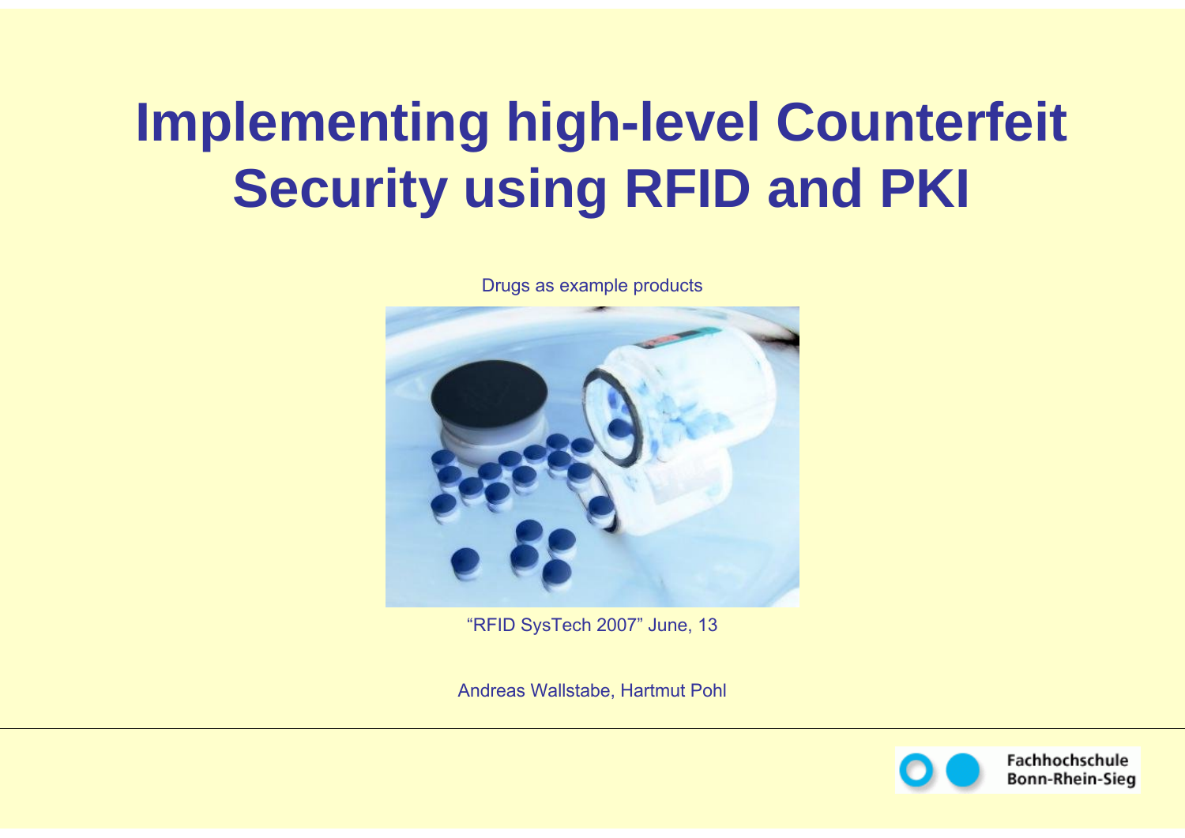# Implementing high-level Counterfeit Security using RFID and PKI

Drugs as example products

“RFID SysTech 2007” June, 13

Andreas Wallstabe, Hartmut Pohl

Fachhochschule Bonn-Rhein-Sieg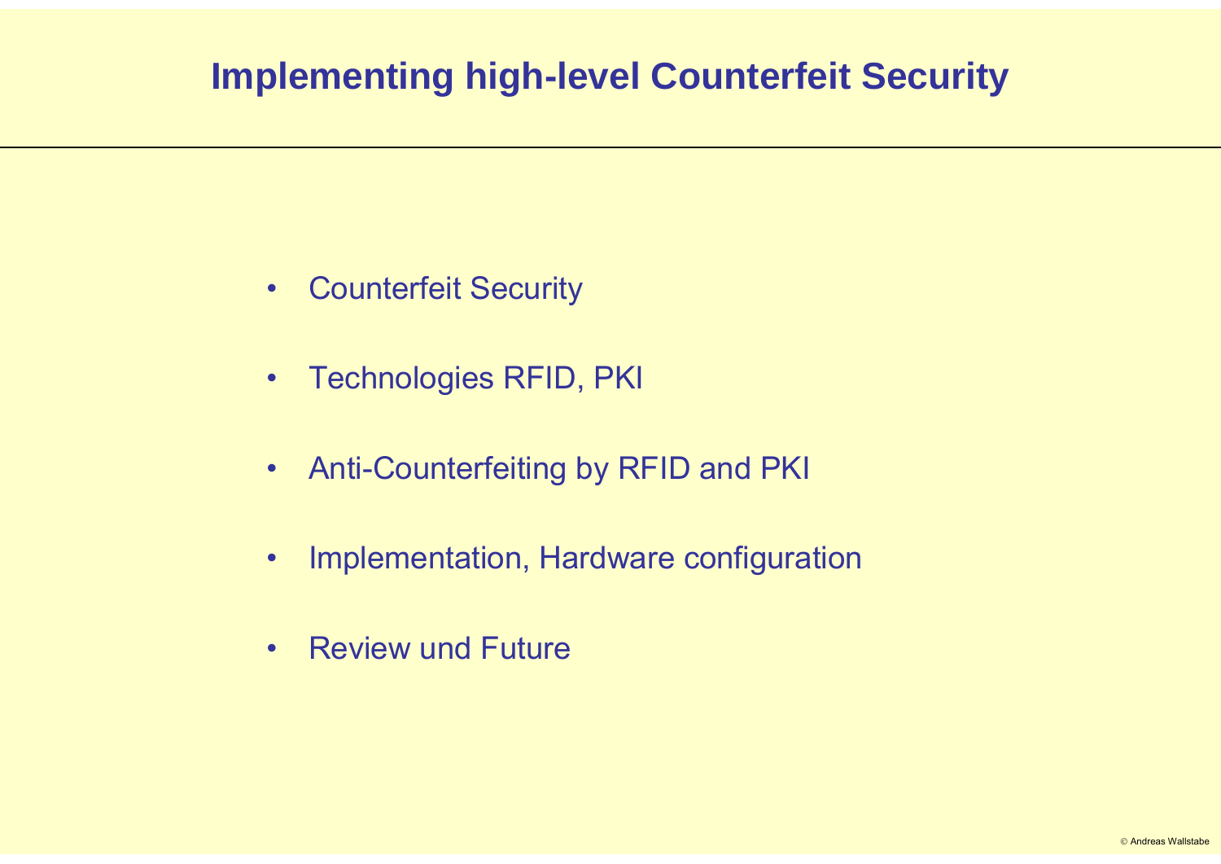# Implementing high-level Counterfeit Security

- Counterfeit Security
- Technologies RFID, PKI
- Anti-Counterfeiting by RFID and PKI
- Implementation, Hardware configuration
- Review und Future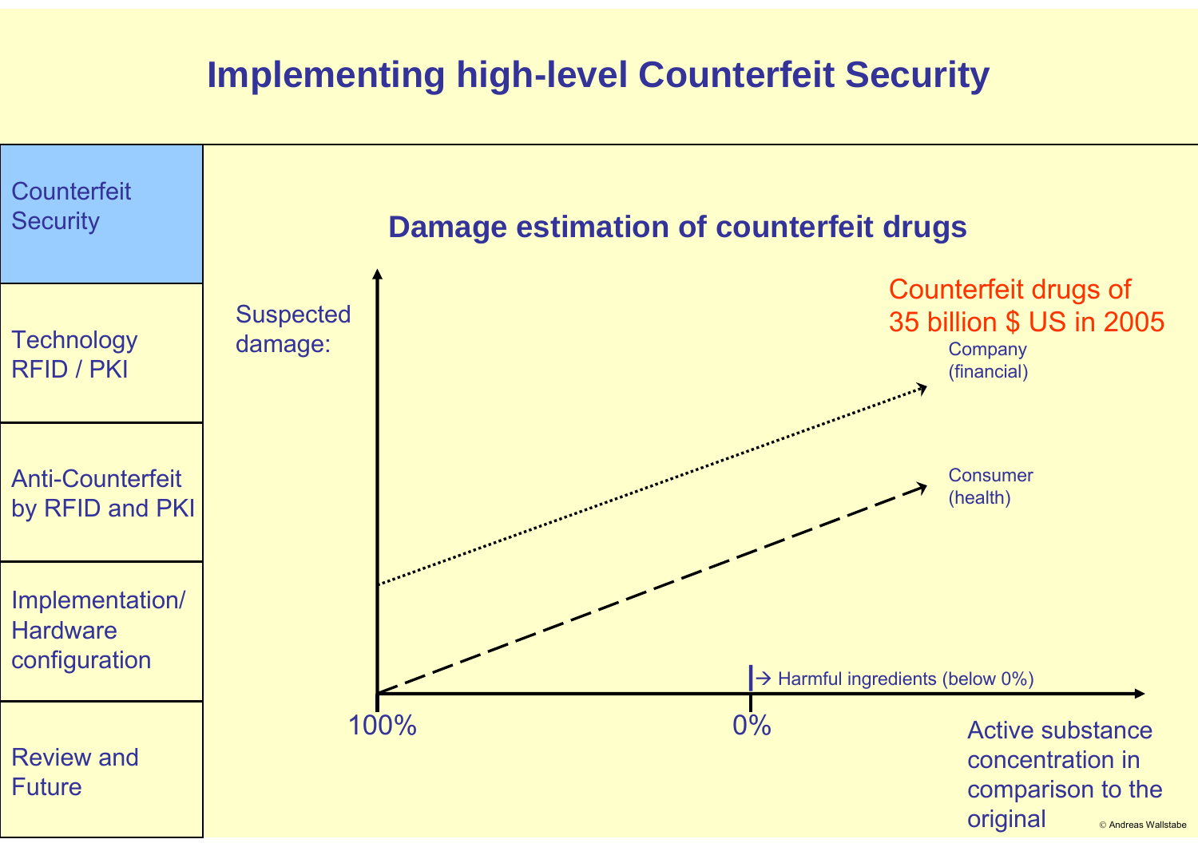# Implementing high-level Counterfeit Security

- Counterfeit Security
- Technology RFID / PKI
- Anti-Counterfeit by RFID and PKI
- Implementation/ Hardware configuration
- Review and Future

## Damage estimation of counterfeit drugs

Suspected damage:

Counterfeit drugs of 35 billion $ US in 2005

Company (financial)

Consumer (health)

→ Harmful ingredients (below 0%)

100%

0%

Active substance concentration in comparison to the original

© Andreas Wallstabe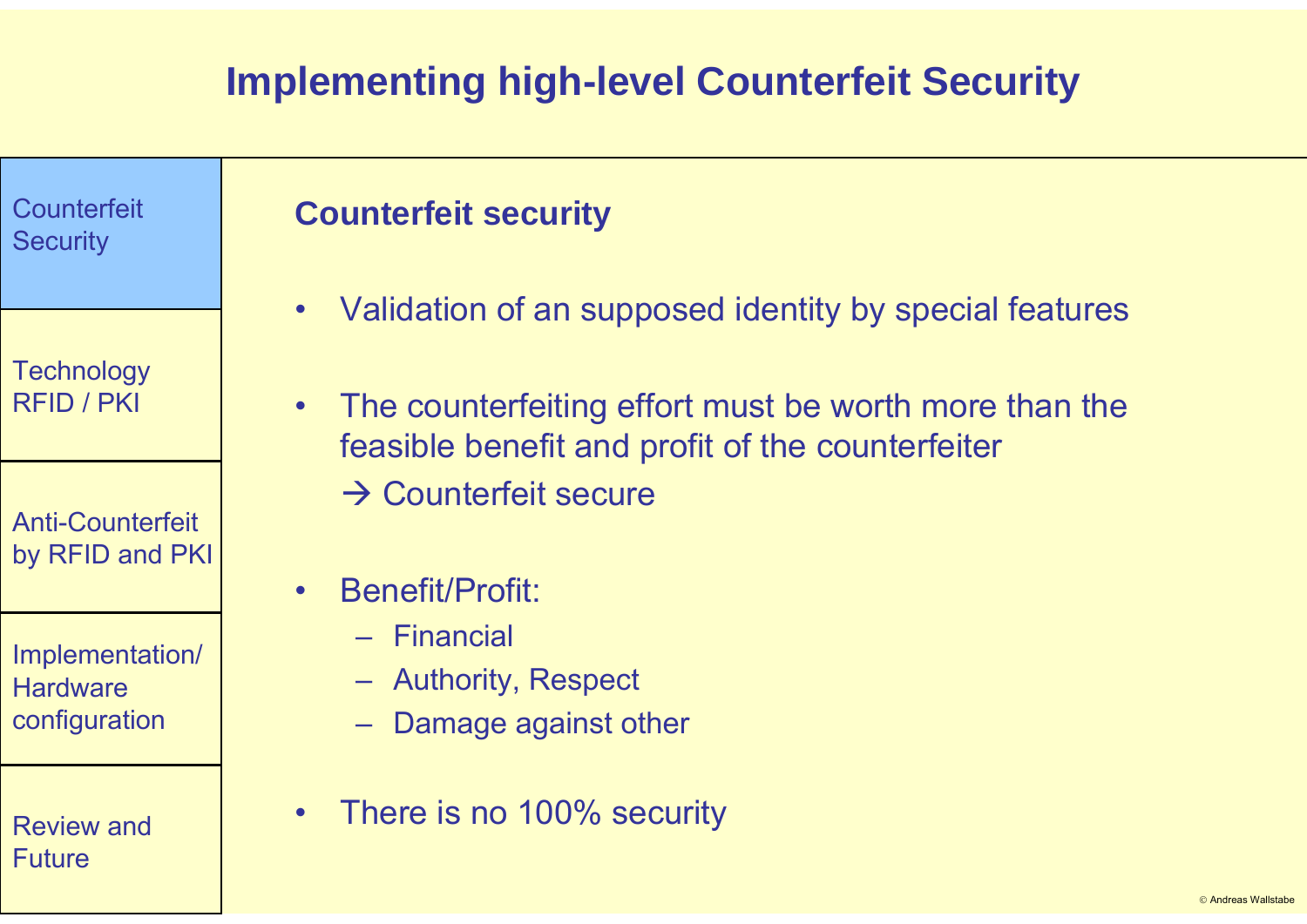# Implementing high-level Counterfeit Security

- Counterfeit Security
- Technology RFID / PKI
- Anti-Counterfeit by RFID and PKI
- Implementation/ Hardware configuration
- Review and Future

## Counterfeit security

- Validation of an supposed identity by special features
- The counterfeiting effort must be worth more than the feasible benefit and profit of the counterfeiter
  → Counterfeit secure
- Benefit/Profit:
  - Financial
  - Authority, Respect
  - Damage against other
- There is no 100% security

© Andreas Wallstabe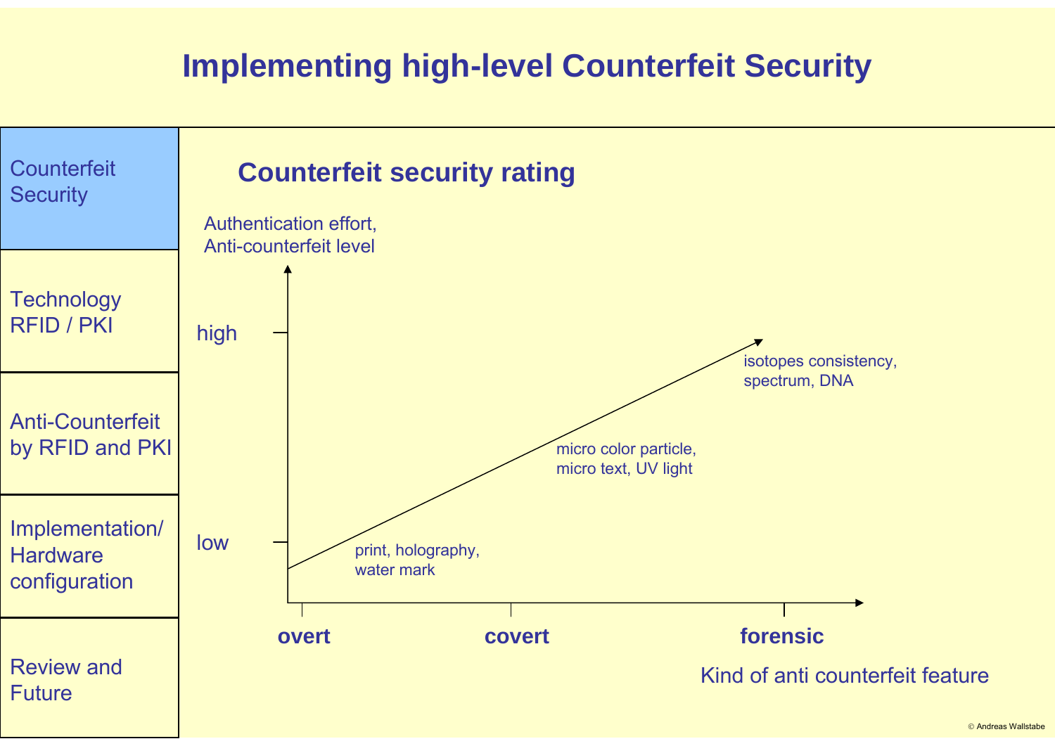# Implementing high-level Counterfeit Security

- **Counterfeit Security**
- Technology RFID / PKI
- Anti-Counterfeit by RFID and PKI
- Implementation/ Hardware configuration
- Review and Future

## Counterfeit security rating

Authentication effort, Anti-counterfeit level

high

low

print, holography, water mark

micro color particle, micro text, UV light

isotopes consistency, spectrum, DNA

**overt** **covert** **forensic**

Kind of anti counterfeit feature

© Andreas Wallstabe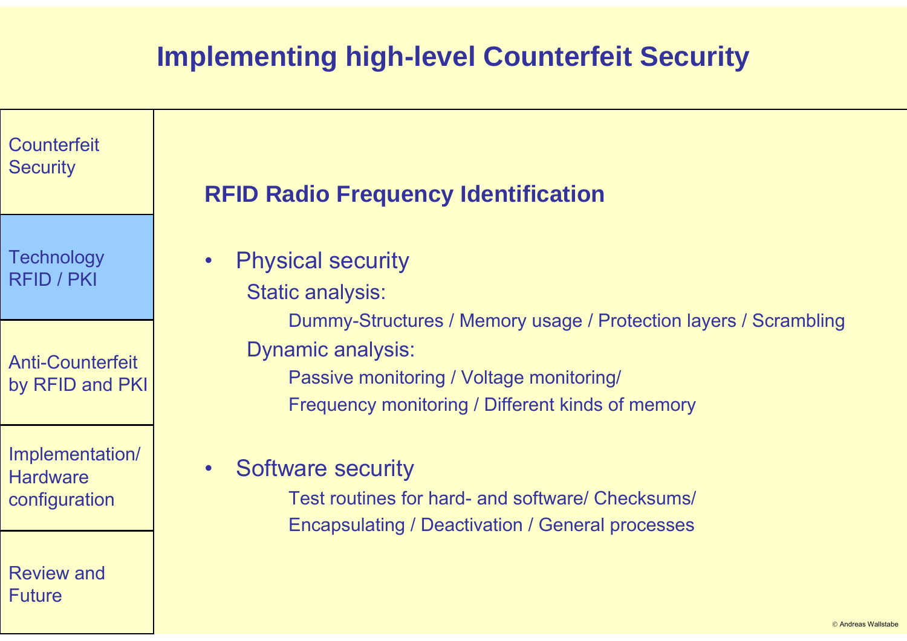# Implementing high-level Counterfeit Security

- Counterfeit Security
- **Technology RFID / PKI**
- Anti-Counterfeit by RFID and PKI
- Implementation/ Hardware configuration
- Review and Future

## RFID Radio Frequency Identification

- Physical security
  - Static analysis:
    - Dummy-Structures / Memory usage / Protection layers / Scrambling
  - Dynamic analysis:
    - Passive monitoring / Voltage monitoring/
    - Frequency monitoring / Different kinds of memory
- Software security
  - Test routines for hard- and software/ Checksums/
  - Encapsulating / Deactivation / General processes

© Andreas Wallstabe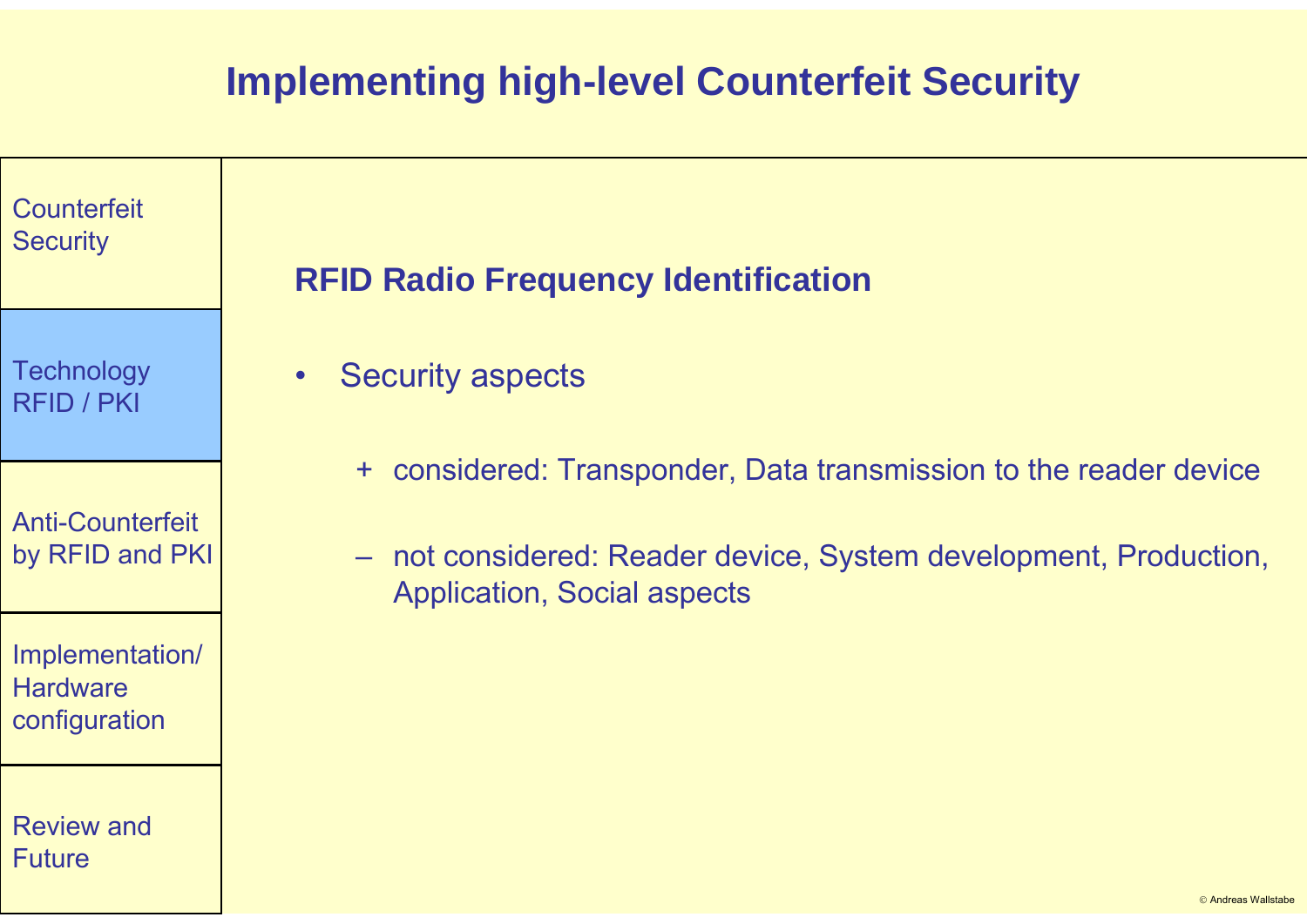# Implementing high-level Counterfeit Security

- Counterfeit Security
- **Technology RFID / PKI**
- Anti-Counterfeit by RFID and PKI
- Implementation/ Hardware configuration
- Review and Future

## RFID Radio Frequency Identification

- Security aspects
  - + considered: Transponder, Data transmission to the reader device
  - – not considered: Reader device, System development, Production, Application, Social aspects

© Andreas Wallstabe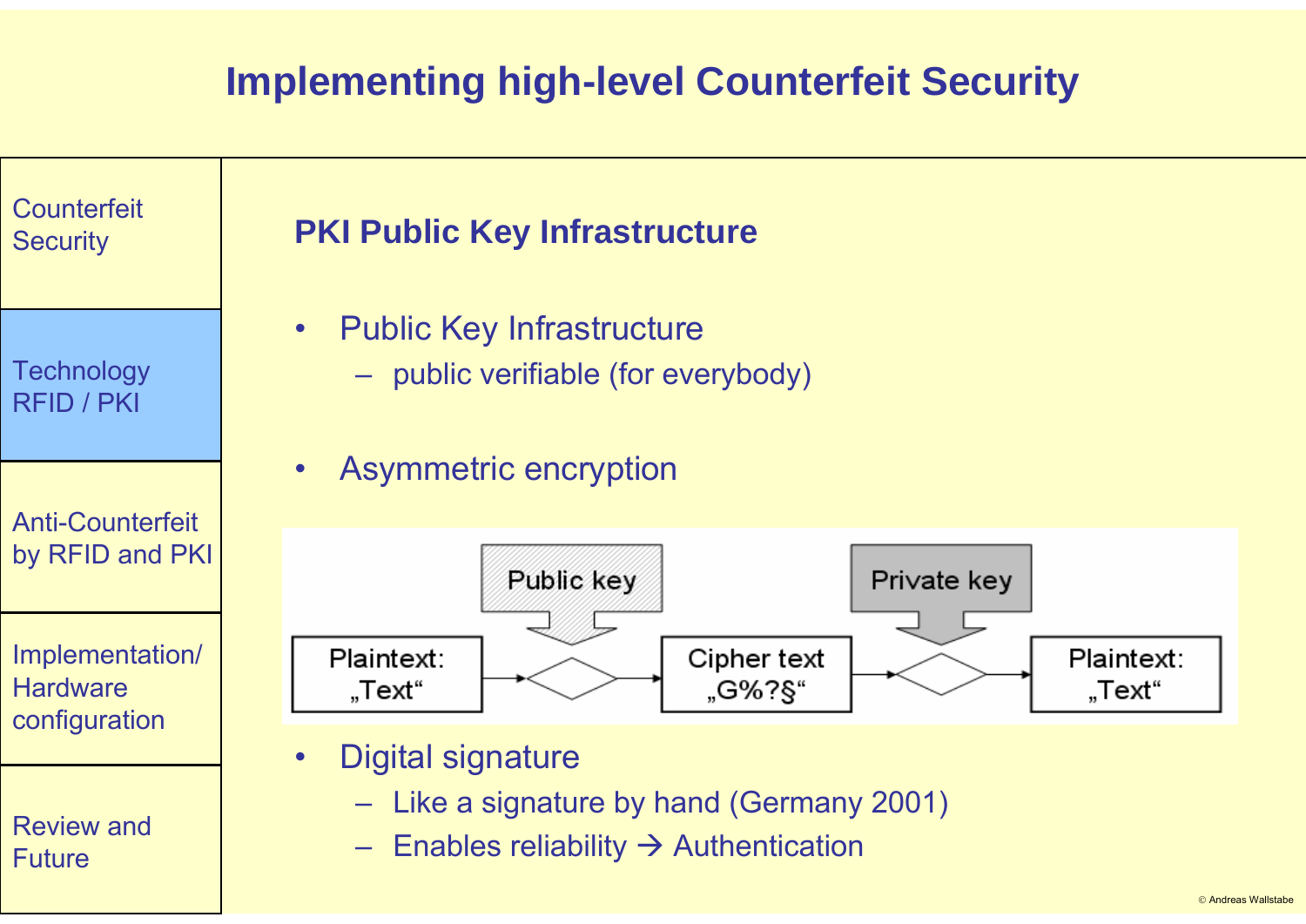# Implementing high-level Counterfeit Security

- Counterfeit Security
- Technology RFID / PKI
- Anti-Counterfeit by RFID and PKI
- Implementation/ Hardware configuration
- Review and Future

## PKI Public Key Infrastructure

- Public Key Infrastructure
  - public verifiable (for everybody)
- Asymmetric encryption

Public key | Private key

Plaintext: „Text" → Cipher text „G%?§" → Plaintext: „Text"

- Digital signature
  - Like a signature by hand (Germany 2001)
  - Enables reliability → Authentication

© Andreas Wallstabe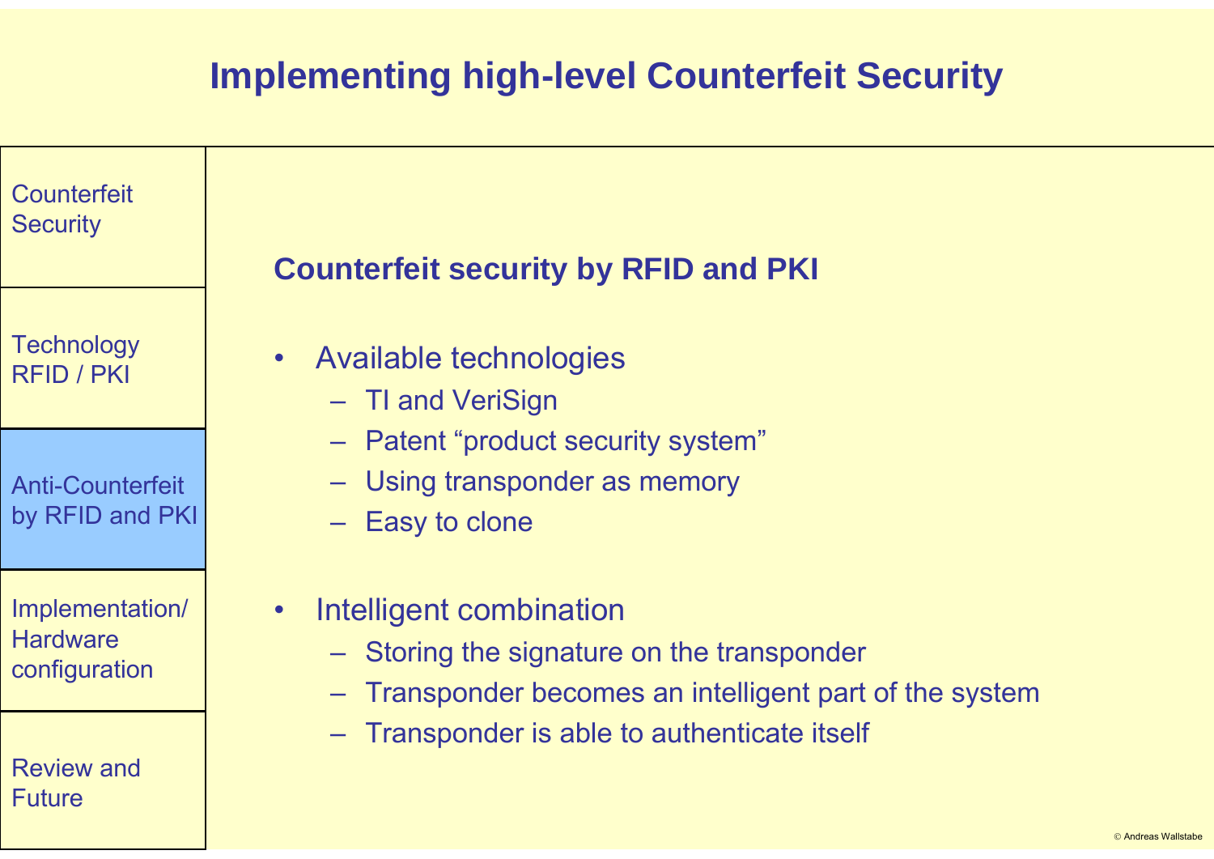# Implementing high-level Counterfeit Security

- Counterfeit Security
- Technology RFID / PKI
- **Anti-Counterfeit by RFID and PKI**
- Implementation/ Hardware configuration
- Review and Future

## Counterfeit security by RFID and PKI

- Available technologies
  - TI and VeriSign
  - Patent “product security system”
  - Using transponder as memory
  - Easy to clone
- Intelligent combination
  - Storing the signature on the transponder
  - Transponder becomes an intelligent part of the system
  - Transponder is able to authenticate itself

© Andreas Wallstabe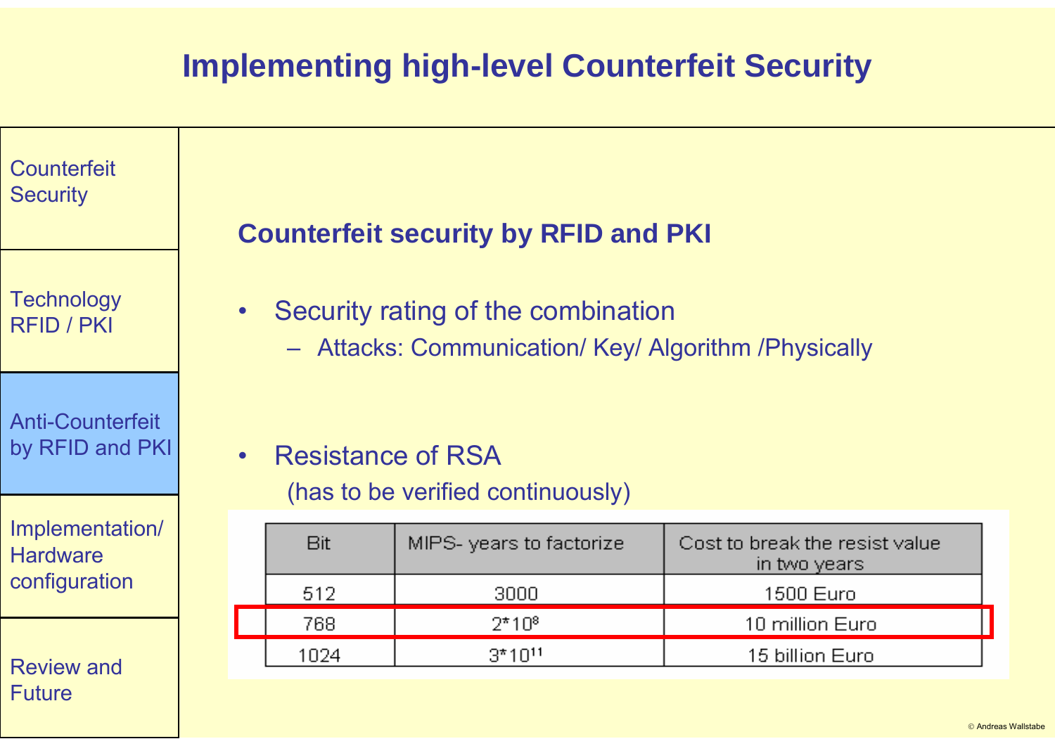# Implementing high-level Counterfeit Security

- Counterfeit Security
- Technology RFID / PKI
- Anti-Counterfeit by RFID and PKI
- Implementation/ Hardware configuration
- Review and Future

## Counterfeit security by RFID and PKI

- Security rating of the combination
  - Attacks: Communication/ Key/ Algorithm /Physically

- Resistance of RSA
  (has to be verified continuously)

| Bit | MIPS- years to factorize | Cost to break the resist value in two years |
|---|---|---|
| 512 | 3000 | 1500 Euro |
| 768 | $2*10^8$ | 10 million Euro |
| 1024 | $3*10^{11}$ | 15 billion Euro |

© Andreas Wallstabe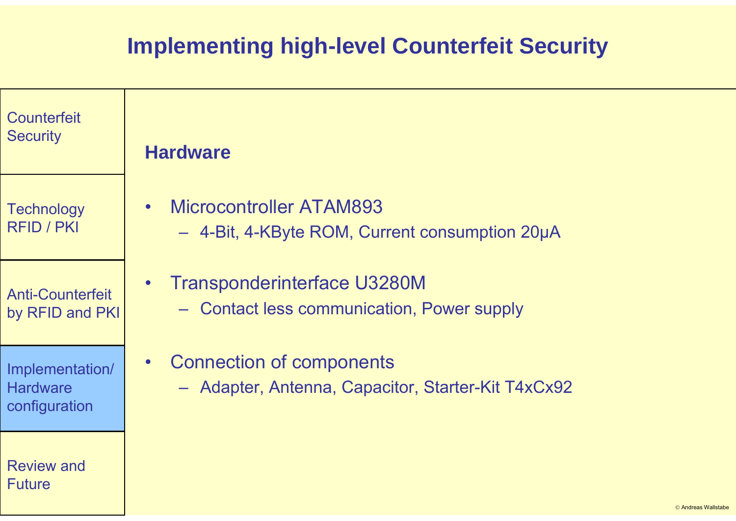# Implementing high-level Counterfeit Security

- Counterfeit Security
- Technology RFID / PKI
- Anti-Counterfeit by RFID and PKI
- **Implementation/ Hardware configuration**
- Review and Future

## Hardware

- Microcontroller ATAM893
  - 4-Bit, 4-KByte ROM, Current consumption 20µA
- Transponderinterface U3280M
  - Contact less communication, Power supply
- Connection of components
  - Adapter, Antenna, Capacitor, Starter-Kit T4xCx92

© Andreas Wallstabe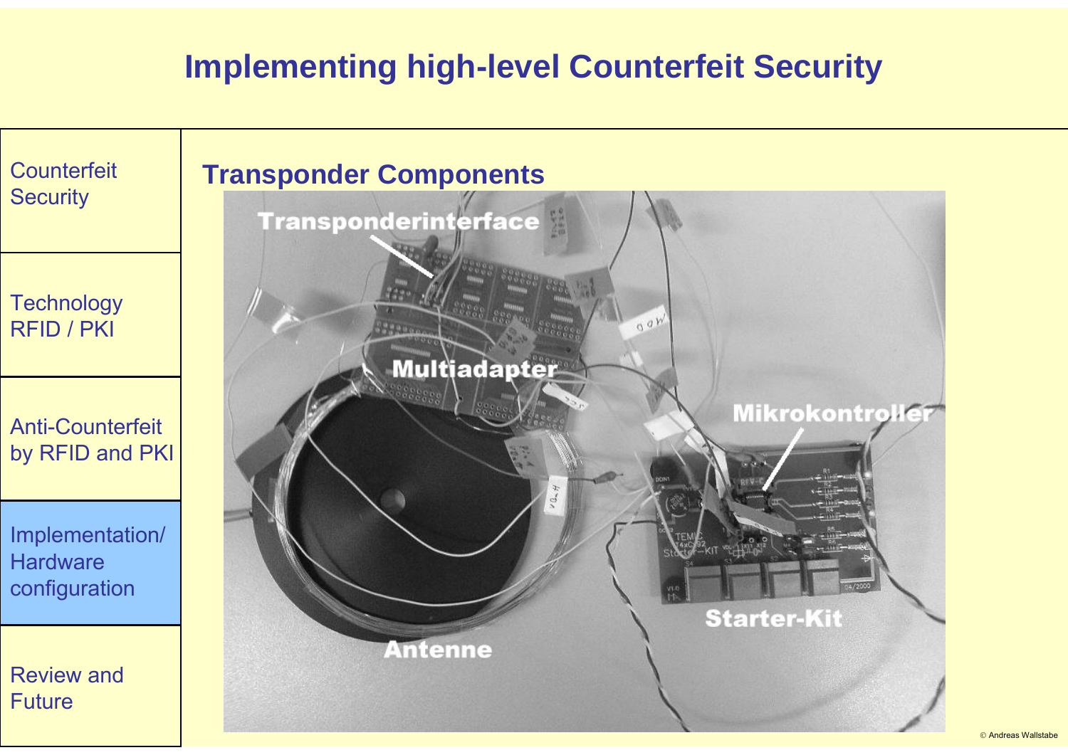# Implementing high-level Counterfeit Security

- Counterfeit Security
- Technology RFID / PKI
- Anti-Counterfeit by RFID and PKI
- Implementation/ Hardware configuration
- Review and Future

## Transponder Components

Transponderinterface

Multiadapter

Mikrokontroller

Starter-Kit

Antenne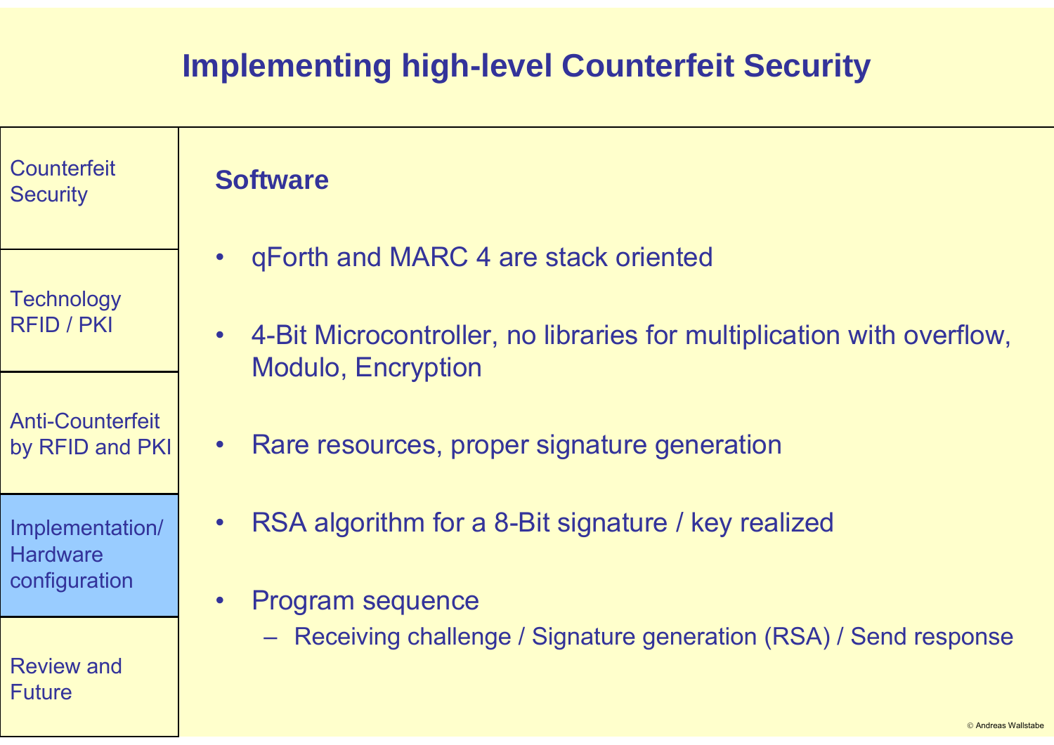# Implementing high-level Counterfeit Security

- Counterfeit Security
- Technology RFID / PKI
- Anti-Counterfeit by RFID and PKI
- **Implementation/ Hardware configuration**
- Review and Future

## Software

- qForth and MARC 4 are stack oriented
- 4-Bit Microcontroller, no libraries for multiplication with overflow, Modulo, Encryption
- Rare resources, proper signature generation
- RSA algorithm for a 8-Bit signature / key realized
- Program sequence
  - Receiving challenge / Signature generation (RSA) / Send response

© Andreas Wallstabe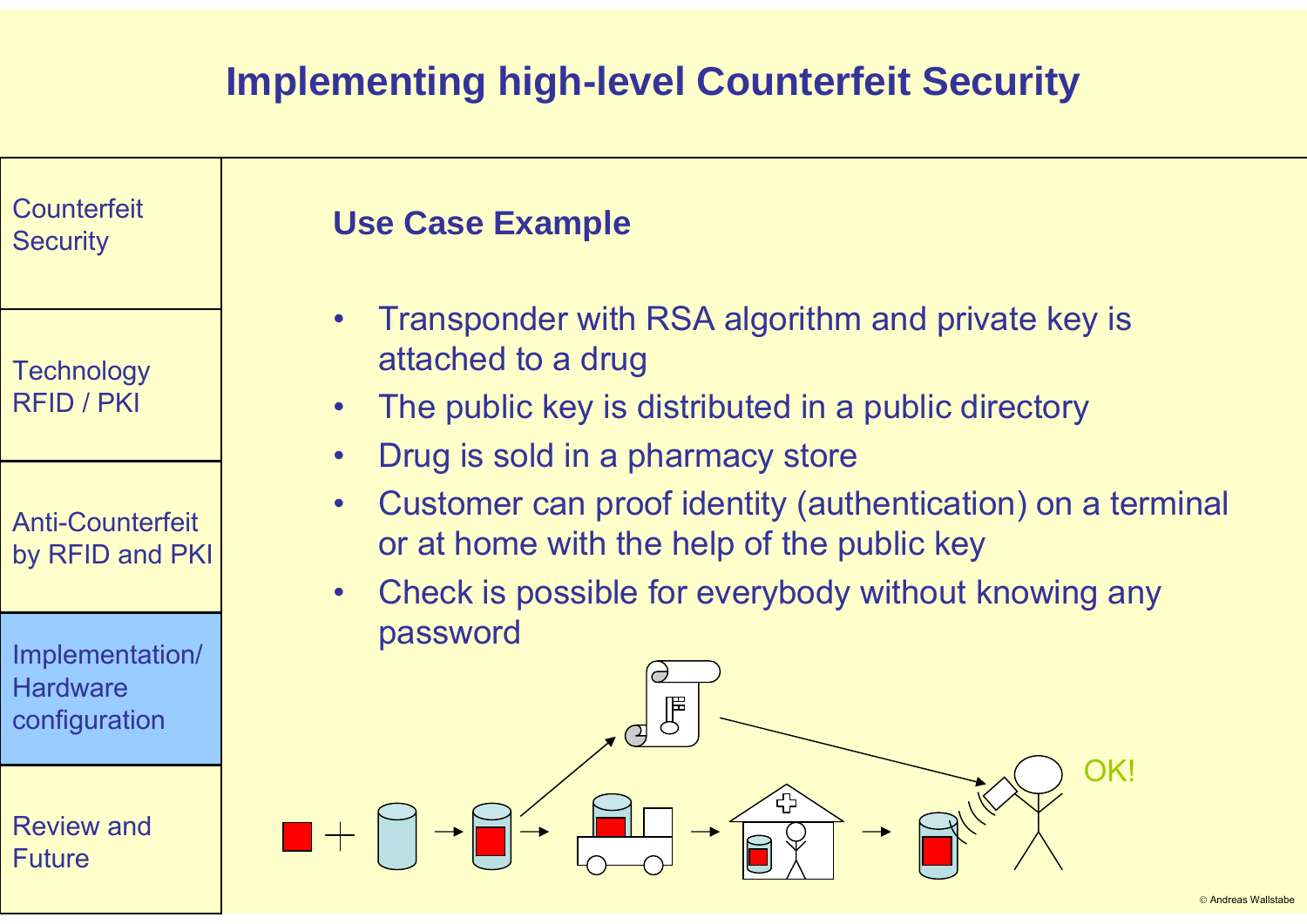# Implementing high-level Counterfeit Security

Counterfeit Security

Technology RFID / PKI

Anti-Counterfeit by RFID and PKI

Implementation/ Hardware configuration

Review and Future

## Use Case Example

- Transponder with RSA algorithm and private key is attached to a drug
- The public key is distributed in a public directory
- Drug is sold in a pharmacy store
- Customer can proof identity (authentication) on a terminal or at home with the help of the public key
- Check is possible for everybody without knowing any password

OK!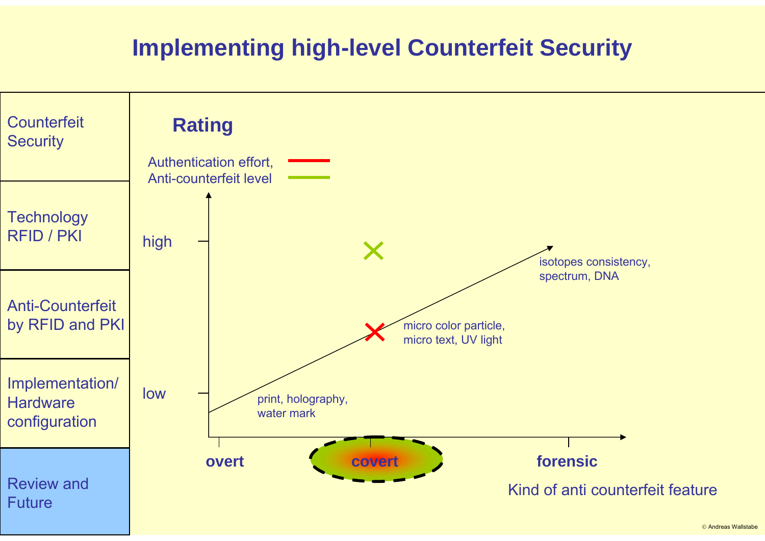# Implementing high-level Counterfeit Security

- Counterfeit Security
- Technology RFID / PKI
- Anti-Counterfeit by RFID and PKI
- Implementation/ Hardware configuration
- Review and Future

## Rating

Authentication effort,
Anti-counterfeit level

high

low

print, holography, water mark

micro color particle, micro text, UV light

isotopes consistency, spectrum, DNA

**overt** **covert** **forensic**

Kind of anti counterfeit feature

© Andreas Wallstabe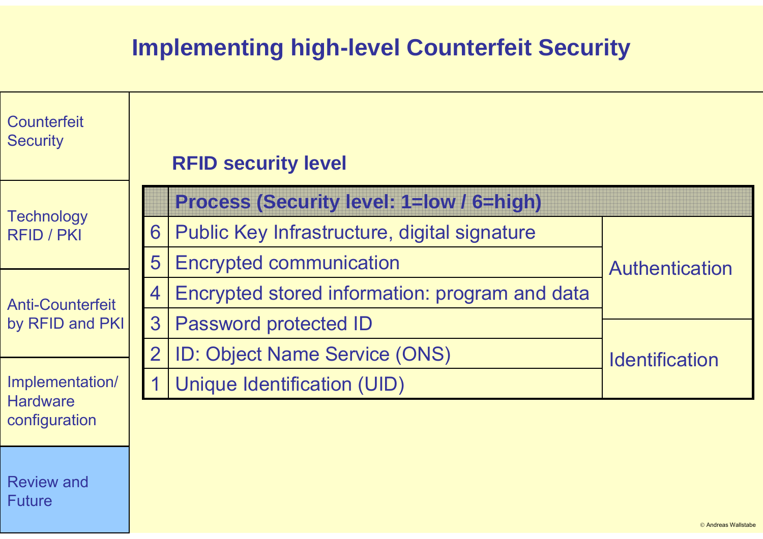# Implementing high-level Counterfeit Security

- Counterfeit Security
- Technology RFID / PKI
- Anti-Counterfeit by RFID and PKI
- Implementation/ Hardware configuration
- Review and Future

## RFID security level

| | Process (Security level: 1=low / 6=high) | |
|---|---|---|
| 6 | Public Key Infrastructure, digital signature | Authentication |
| 5 | Encrypted communication | |
| 4 | Encrypted stored information: program and data | |
| 3 | Password protected ID | Identification |
| 2 | ID: Object Name Service (ONS) | |
| 1 | Unique Identification (UID) | |

© Andreas Wallstabe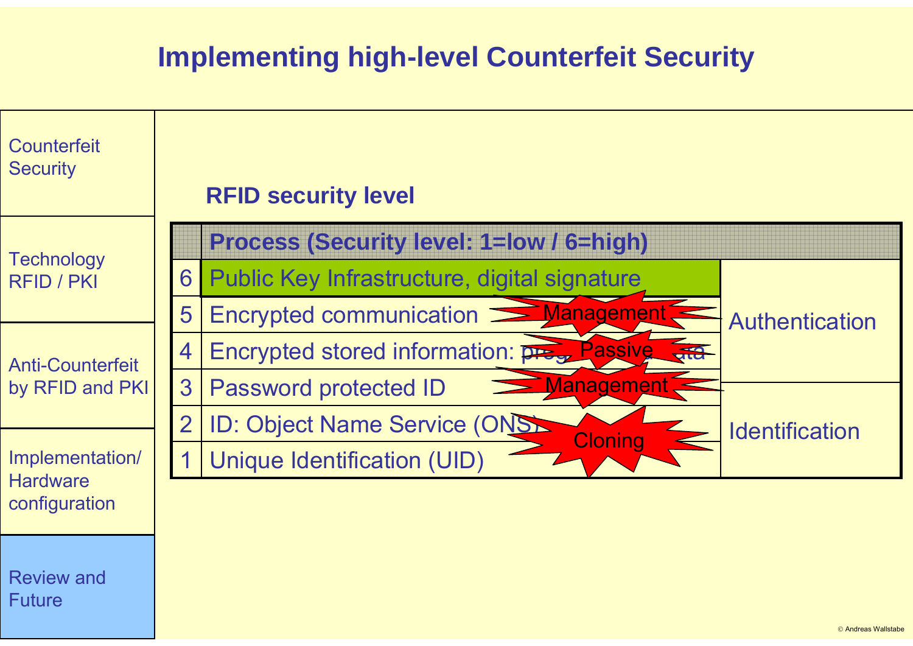# Implementing high-level Counterfeit Security

- Counterfeit Security
- Technology RFID / PKI
- Anti-Counterfeit by RFID and PKI
- Implementation/ Hardware configuration
- Review and Future

## RFID security level

| | Process (Security level: 1=low / 6=high) | |
|---|---|---|
| 6 | Public Key Infrastructure, digital signature | Authentication |
| 5 | Encrypted communication — Management | |
| 4 | Encrypted stored information: prog... ...ata — Passive | |
| 3 | Password protected ID — Management | |
| 2 | ID: Object Name Service (ONS) — Cloning | Identification |
| 1 | Unique Identification (UID) | |

© Andreas Wallstabe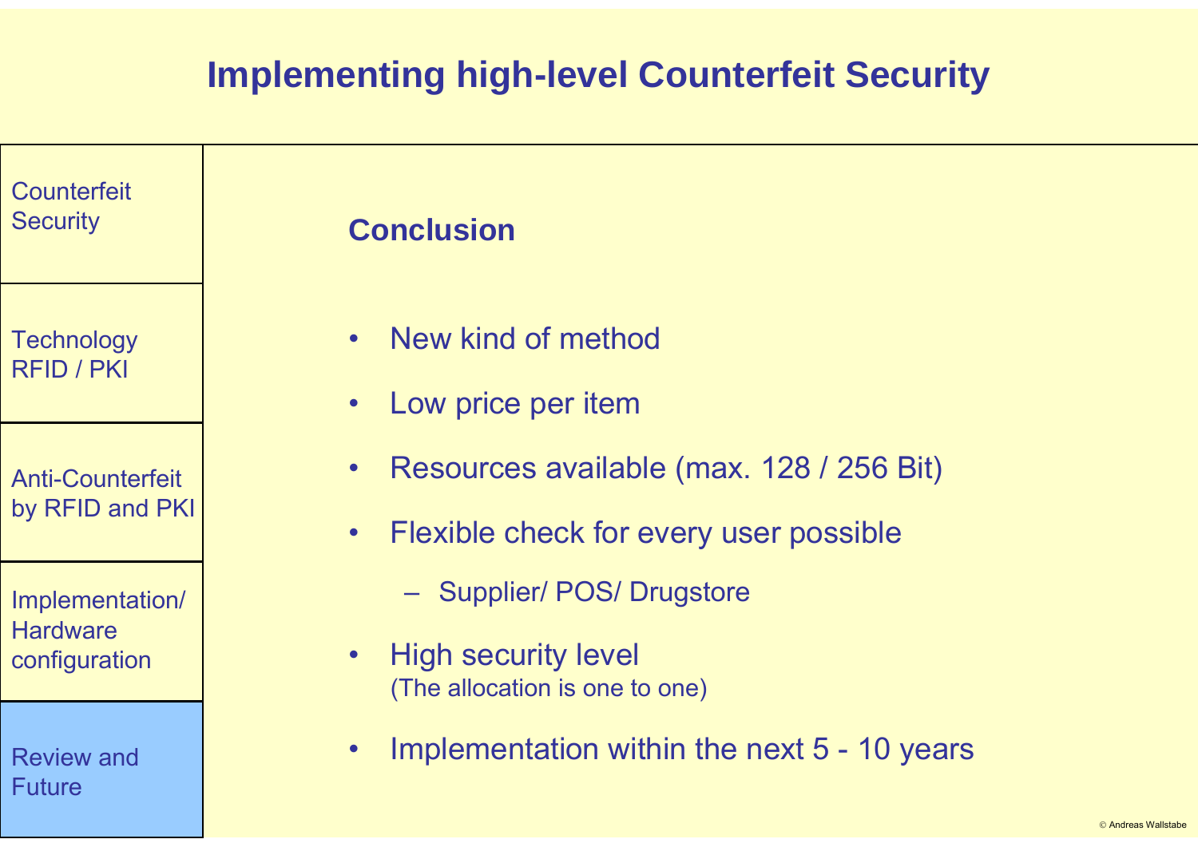# Implementing high-level Counterfeit Security

- Counterfeit Security
- Technology RFID / PKI
- Anti-Counterfeit by RFID and PKI
- Implementation/ Hardware configuration
- Review and Future

## Conclusion

- New kind of method
- Low price per item
- Resources available (max. 128 / 256 Bit)
- Flexible check for every user possible
  - Supplier/ POS/ Drugstore
- High security level
  (The allocation is one to one)
- Implementation within the next 5 - 10 years

© Andreas Wallstabe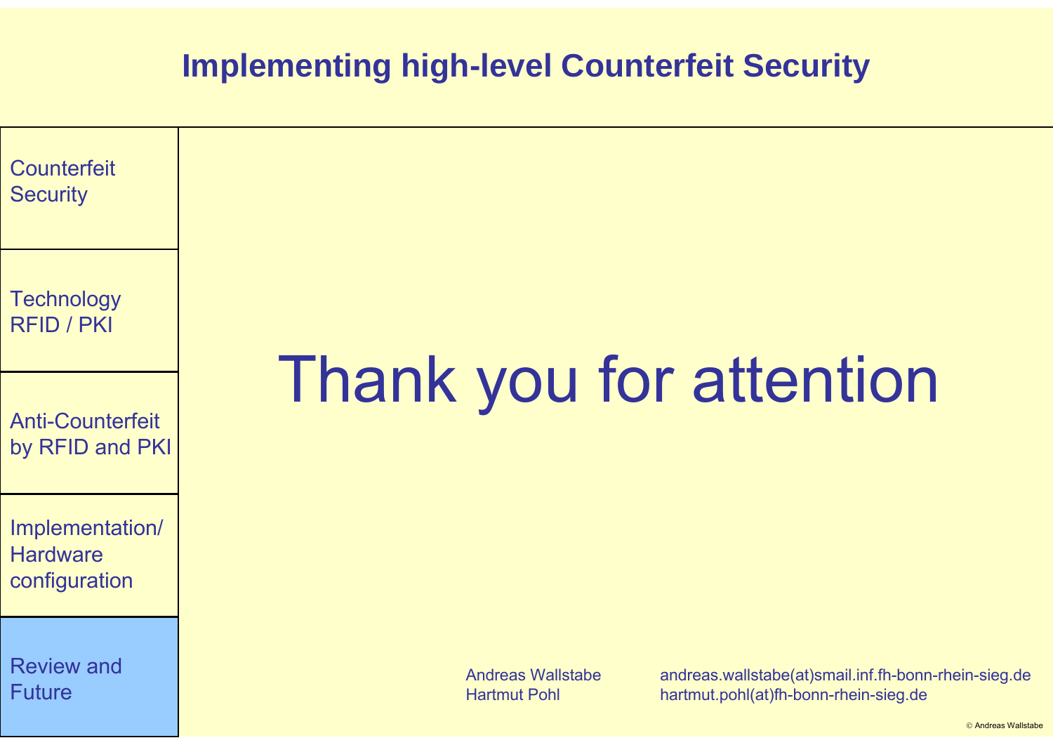# Implementing high-level Counterfeit Security

Counterfeit Security

Technology RFID / PKI

Anti-Counterfeit by RFID and PKI

Implementation/ Hardware configuration

Review and Future

Thank you for attention

Andreas Wallstabe andreas.wallstabe(at)smail.inf.fh-bonn-rhein-sieg.de
Hartmut Pohl hartmut.pohl(at)fh-bonn-rhein-sieg.de

© Andreas Wallstabe